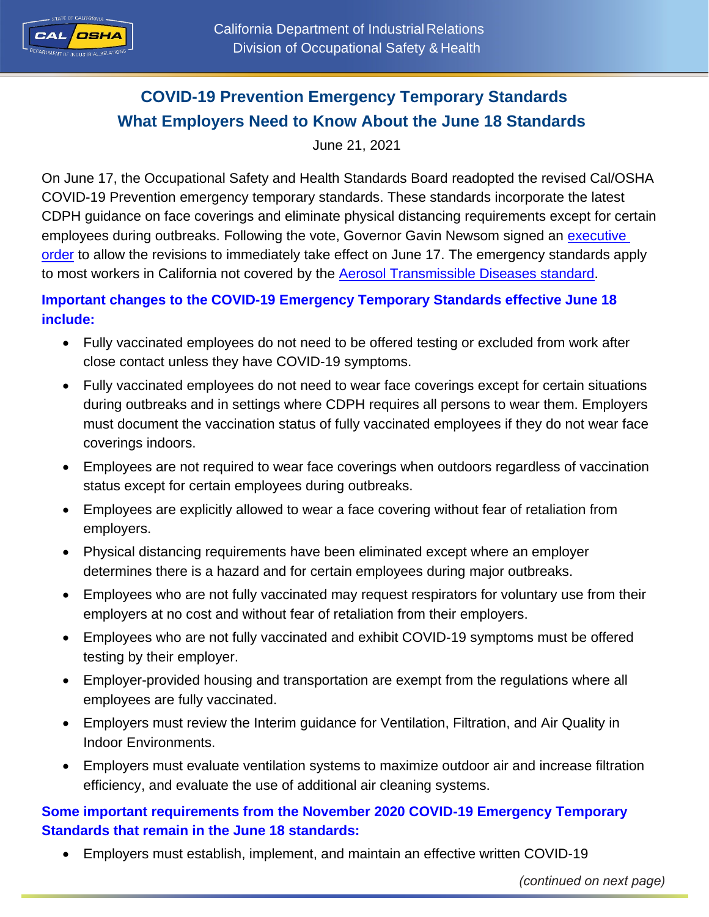# COVID-19 Prevention Emergency Temporary Standards

## What Employers Need to Know About the June 18 Standards

June 21, 2021

On June 17, the Occupational Safety and Health Standards Board readopted the revised Cal/OSHA COVID-19 Prevention emergency temporary standards. These standards incorporate the latest CDPH guidance on face coverings and eliminate physical distancing requirements except for certain employees during outbreaks. Following the vote, Governor Gavin Newsom signed an executive order to allow the revisions to immediately take effect on June 17. The emergency standards apply to most workers in California not covered by the Aerosol Transmissible Diseases standard.

### Important changes to the COVID-19 Emergency Temporary Standards effective June 18 include:

- Fully vaccinated employees do not need to be offered testing or excluded from work after close contact unless they have COVID-19 symptoms.
- Fully vaccinated employees do not need to wear face coverings except for certain situations during outbreaks and in settings where CDPH requires all persons to wear them. Employers must document the vaccination status of fully vaccinated employees if they do not wear face coverings indoors.
- Employees are not required to wear face coverings when outdoors regardless of vaccination status except for certain employees during outbreaks.
- Employees are explicitly allowed to wear a face covering without fear of retaliation from employers.
- Physical distancing requirements have been eliminated except where an employer determines there is a hazard and for certain employees during major outbreaks.
- Employees who are not fully vaccinated may request respirators for voluntary use from their employers at no cost and without fear of retaliation from their employers.
- Employees who are not fully vaccinated and exhibit COVID-19 symptoms must be offered testing by their employer.
- Employer-provided housing and transportation are exempt from the regulations where all employees are fully vaccinated.
- Employers must review the Interim guidance for Ventilation, Filtration, and Air Quality in Indoor Environments.
- Employers must evaluate ventilation systems to maximize outdoor air and increase filtration efficiency, and evaluate the use of additional air cleaning systems.

### Some important requirements from the November 2020 COVID-19 Emergency Temporary Standards that remain in the June 18 standards:

- Employers must establish, implement, and maintain an effective written COVID-19

*(continued on next page)*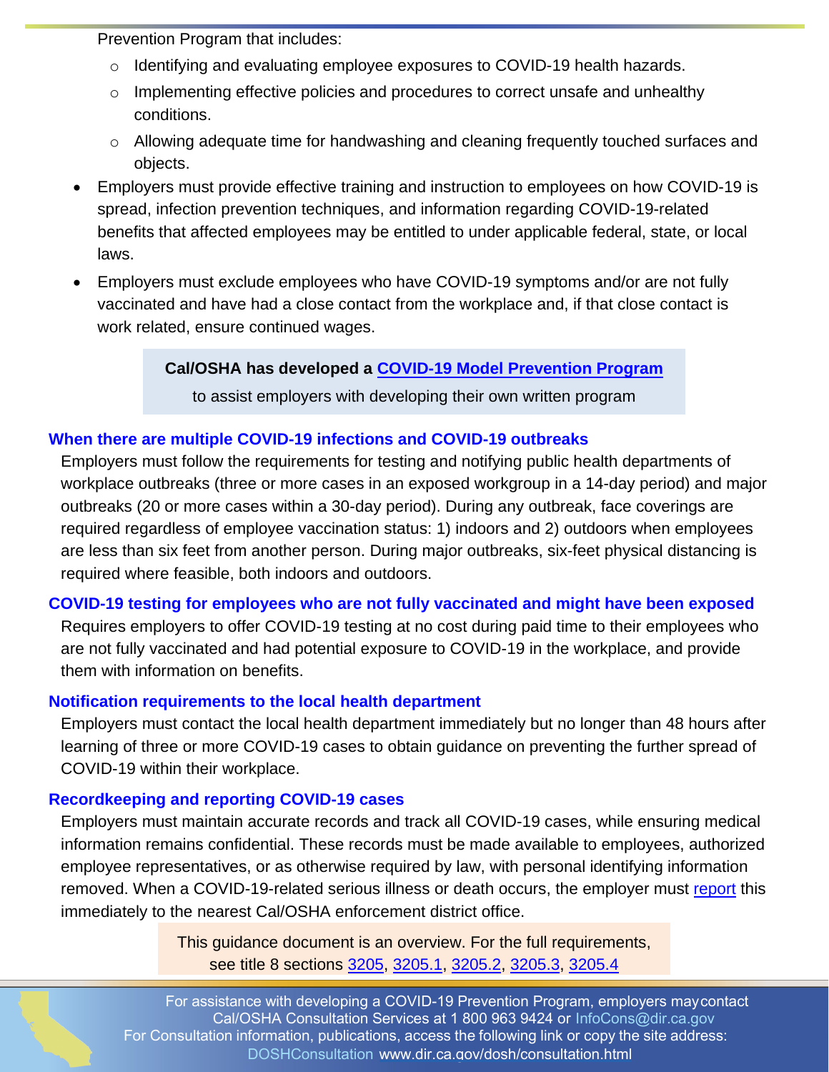Prevention Program that includes:

- Identifying and evaluating employee exposures to COVID-19 health hazards.
- Implementing effective policies and procedures to correct unsafe and unhealthy conditions.
- Allowing adequate time for handwashing and cleaning frequently touched surfaces and objects.

- Employers must provide effective training and instruction to employees on how COVID-19 is spread, infection prevention techniques, and information regarding COVID-19-related benefits that affected employees may be entitled to under applicable federal, state, or local laws.
- Employers must exclude employees who have COVID-19 symptoms and/or are not fully vaccinated and have had a close contact from the workplace and, if that close contact is work related, ensure continued wages.

**Cal/OSHA has developed a [COVID-19 Model Prevention Program]()**

to assist employers with developing their own written program

### When there are multiple COVID-19 infections and COVID-19 outbreaks

Employers must follow the requirements for testing and notifying public health departments of workplace outbreaks (three or more cases in an exposed workgroup in a 14-day period) and major outbreaks (20 or more cases within a 30-day period). During any outbreak, face coverings are required regardless of employee vaccination status: 1) indoors and 2) outdoors when employees are less than six feet from another person. During major outbreaks, six-feet physical distancing is required where feasible, both indoors and outdoors.

### COVID-19 testing for employees who are not fully vaccinated and might have been exposed

Requires employers to offer COVID-19 testing at no cost during paid time to their employees who are not fully vaccinated and had potential exposure to COVID-19 in the workplace, and provide them with information on benefits.

### Notification requirements to the local health department

Employers must contact the local health department immediately but no longer than 48 hours after learning of three or more COVID-19 cases to obtain guidance on preventing the further spread of COVID-19 within their workplace.

### Recordkeeping and reporting COVID-19 cases

Employers must maintain accurate records and track all COVID-19 cases, while ensuring medical information remains confidential. These records must be made available to employees, authorized employee representatives, or as otherwise required by law, with personal identifying information removed. When a COVID-19-related serious illness or death occurs, the employer must report this immediately to the nearest Cal/OSHA enforcement district office.

This guidance document is an overview. For the full requirements, see title 8 sections 3205, 3205.1, 3205.2, 3205.3, 3205.4

For assistance with developing a COVID-19 Prevention Program, employers may contact Cal/OSHA Consultation Services at 1 800 963 9424 or InfoCons@dir.ca.gov
For Consultation information, publications, access the following link or copy the site address: DOSHConsultation www.dir.ca.gov/dosh/consultation.html